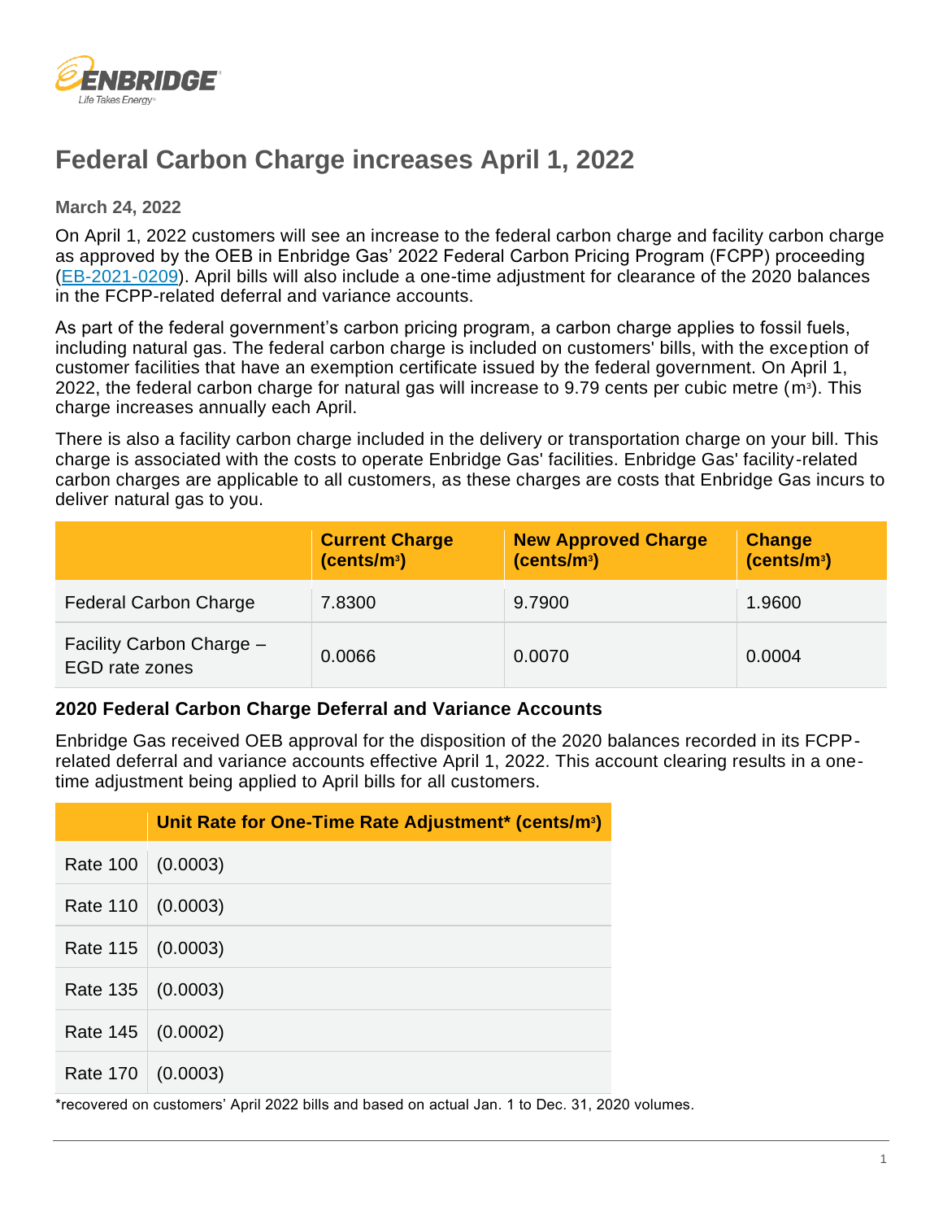# Federal Carbon Charge increases April 1, 2022

**March 24, 2022**

On April 1, 2022 customers will see an increase to the federal carbon charge and facility carbon charge as approved by the OEB in Enbridge Gas' 2022 Federal Carbon Pricing Program (FCPP) proceeding (EB-2021-0209). April bills will also include a one-time adjustment for clearance of the 2020 balances in the FCPP-related deferral and variance accounts.

As part of the federal government's carbon pricing program, a carbon charge applies to fossil fuels, including natural gas. The federal carbon charge is included on customers' bills, with the exception of customer facilities that have an exemption certificate issued by the federal government. On April 1, 2022, the federal carbon charge for natural gas will increase to 9.79 cents per cubic metre ($m^3$). This charge increases annually each April.

There is also a facility carbon charge included in the delivery or transportation charge on your bill. This charge is associated with the costs to operate Enbridge Gas' facilities. Enbridge Gas' facility-related carbon charges are applicable to all customers, as these charges are costs that Enbridge Gas incurs to deliver natural gas to you.

| | Current Charge (cents/$m^3$) | New Approved Charge (cents/$m^3$) | Change (cents/$m^3$) |
|---|---|---|---|
| Federal Carbon Charge | 7.8300 | 9.7900 | 1.9600 |
| Facility Carbon Charge – EGD rate zones | 0.0066 | 0.0070 | 0.0004 |

### 2020 Federal Carbon Charge Deferral and Variance Accounts

Enbridge Gas received OEB approval for the disposition of the 2020 balances recorded in its FCPP-related deferral and variance accounts effective April 1, 2022. This account clearing results in a one-time adjustment being applied to April bills for all customers.

| | Unit Rate for One-Time Rate Adjustment* (cents/$m^3$) |
|---|---|
| Rate 100 | (0.0003) |
| Rate 110 | (0.0003) |
| Rate 115 | (0.0003) |
| Rate 135 | (0.0003) |
| Rate 145 | (0.0002) |
| Rate 170 | (0.0003) |

*recovered on customers' April 2022 bills and based on actual Jan. 1 to Dec. 31, 2020 volumes.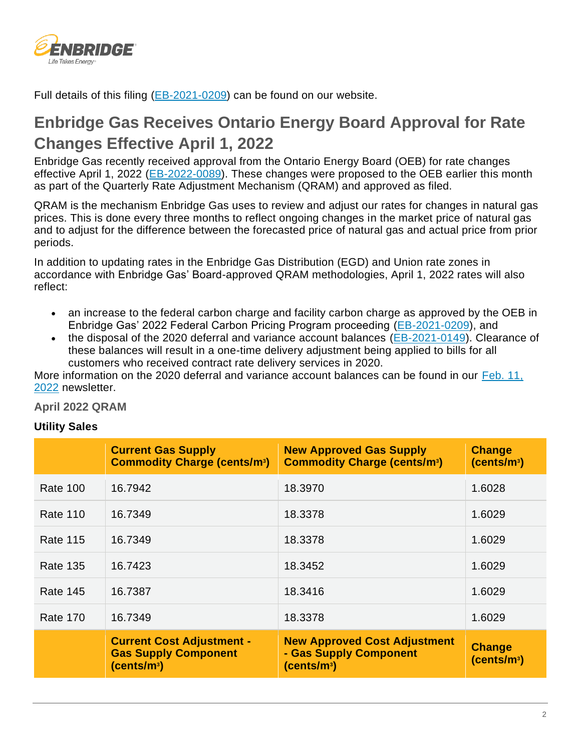Full details of this filing (EB-2021-0209) can be found on our website.

## Enbridge Gas Receives Ontario Energy Board Approval for Rate Changes Effective April 1, 2022

Enbridge Gas recently received approval from the Ontario Energy Board (OEB) for rate changes effective April 1, 2022 (EB-2022-0089). These changes were proposed to the OEB earlier this month as part of the Quarterly Rate Adjustment Mechanism (QRAM) and approved as filed.

QRAM is the mechanism Enbridge Gas uses to review and adjust our rates for changes in natural gas prices. This is done every three months to reflect ongoing changes in the market price of natural gas and to adjust for the difference between the forecasted price of natural gas and actual price from prior periods.

In addition to updating rates in the Enbridge Gas Distribution (EGD) and Union rate zones in accordance with Enbridge Gas' Board-approved QRAM methodologies, April 1, 2022 rates will also reflect:

- an increase to the federal carbon charge and facility carbon charge as approved by the OEB in Enbridge Gas' 2022 Federal Carbon Pricing Program proceeding (EB-2021-0209), and
- the disposal of the 2020 deferral and variance account balances (EB-2021-0149). Clearance of these balances will result in a one-time delivery adjustment being applied to bills for all customers who received contract rate delivery services in 2020.

More information on the 2020 deferral and variance account balances can be found in our Feb. 11, 2022 newsletter.

### April 2022 QRAM

**Utility Sales**

| | Current Gas Supply Commodity Charge (cents/m³) | New Approved Gas Supply Commodity Charge (cents/m³) | Change (cents/m³) |
|---|---|---|---|
| Rate 100 | 16.7942 | 18.3970 | 1.6028 |
| Rate 110 | 16.7349 | 18.3378 | 1.6029 |
| Rate 115 | 16.7349 | 18.3378 | 1.6029 |
| Rate 135 | 16.7423 | 18.3452 | 1.6029 |
| Rate 145 | 16.7387 | 18.3416 | 1.6029 |
| Rate 170 | 16.7349 | 18.3378 | 1.6029 |
| | **Current Cost Adjustment - Gas Supply Component (cents/m³)** | **New Approved Cost Adjustment - Gas Supply Component (cents/m³)** | **Change (cents/m³)** |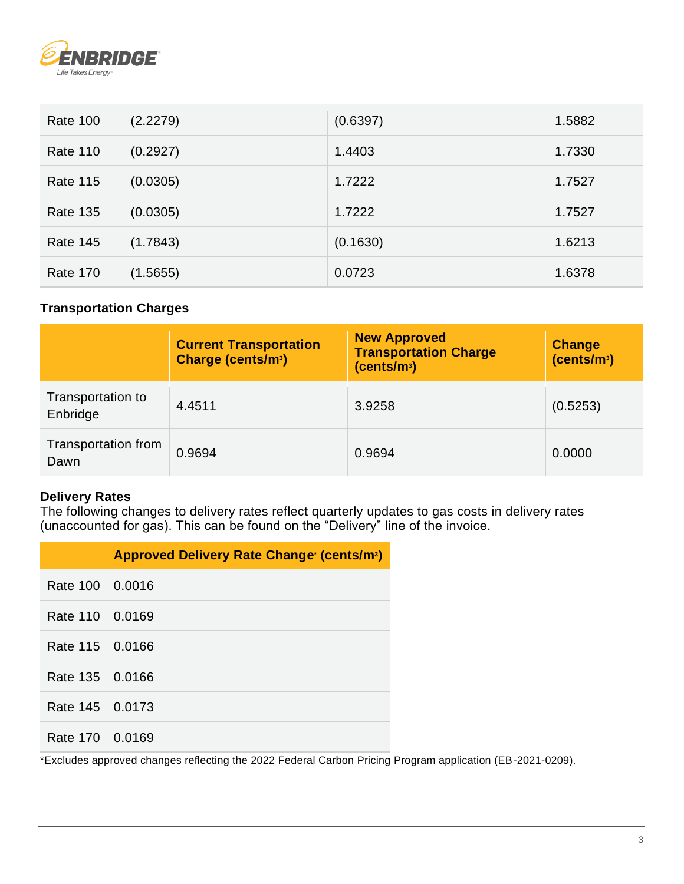| | | | |
|---|---|---|---|
| Rate 100 | (2.2279) | (0.6397) | 1.5882 |
| Rate 110 | (0.2927) | 1.4403 | 1.7330 |
| Rate 115 | (0.0305) | 1.7222 | 1.7527 |
| Rate 135 | (0.0305) | 1.7222 | 1.7527 |
| Rate 145 | (1.7843) | (0.1630) | 1.6213 |
| Rate 170 | (1.5655) | 0.0723 | 1.6378 |

### Transportation Charges

| | Current Transportation Charge (cents/m³) | New Approved Transportation Charge (cents/m³) | Change (cents/m³) |
|---|---|---|---|
| Transportation to Enbridge | 4.4511 | 3.9258 | (0.5253) |
| Transportation from Dawn | 0.9694 | 0.9694 | 0.0000 |

### Delivery Rates

The following changes to delivery rates reflect quarterly updates to gas costs in delivery rates (unaccounted for gas). This can be found on the "Delivery" line of the invoice.

| | Approved Delivery Rate Change* (cents/m³) |
|---|---|
| Rate 100 | 0.0016 |
| Rate 110 | 0.0169 |
| Rate 115 | 0.0166 |
| Rate 135 | 0.0166 |
| Rate 145 | 0.0173 |
| Rate 170 | 0.0169 |

*Excludes approved changes reflecting the 2022 Federal Carbon Pricing Program application (EB-2021-0209).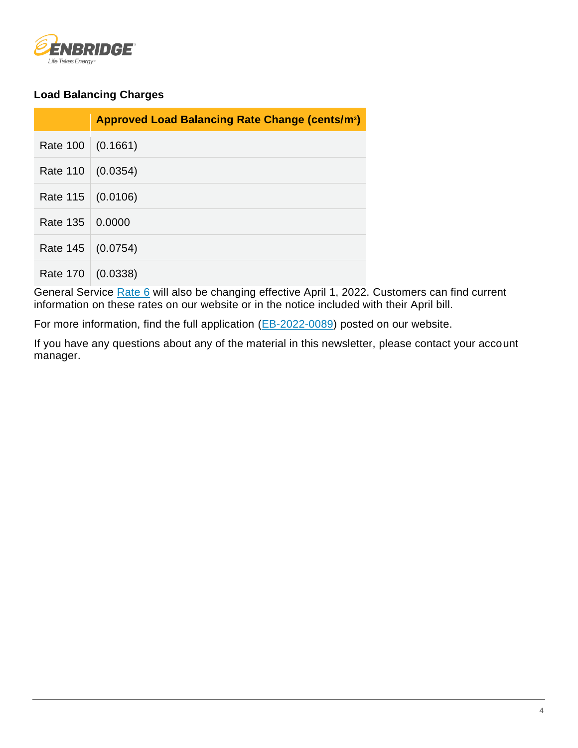### Load Balancing Charges

| | Approved Load Balancing Rate Change (cents/m³) |
|---|---|
| Rate 100 | (0.1661) |
| Rate 110 | (0.0354) |
| Rate 115 | (0.0106) |
| Rate 135 | 0.0000 |
| Rate 145 | (0.0754) |
| Rate 170 | (0.0338) |

General Service Rate 6 will also be changing effective April 1, 2022. Customers can find current information on these rates on our website or in the notice included with their April bill.

For more information, find the full application (EB-2022-0089) posted on our website.

If you have any questions about any of the material in this newsletter, please contact your account manager.